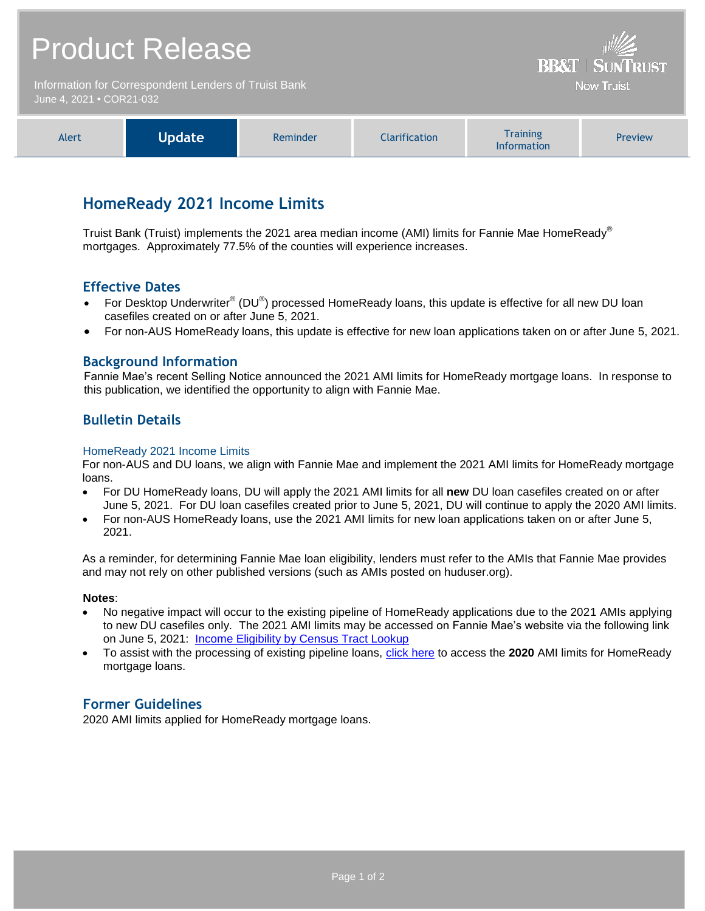# Product Release

Information for Correspondent Lenders of Truist Bank
June 4, 2021 • COR21-032

BB&T | SunTrust
Now Truist

| Alert | **Update** | Reminder | Clarification | Training Information | Preview |
|---|---|---|---|---|---|

## HomeReady 2021 Income Limits

Truist Bank (Truist) implements the 2021 area median income (AMI) limits for Fannie Mae HomeReady® mortgages. Approximately 77.5% of the counties will experience increases.

### Effective Dates

- For Desktop Underwriter® (DU®) processed HomeReady loans, this update is effective for all new DU loan casefiles created on or after June 5, 2021.
- For non-AUS HomeReady loans, this update is effective for new loan applications taken on or after June 5, 2021.

### Background Information

Fannie Mae's recent Selling Notice announced the 2021 AMI limits for HomeReady mortgage loans. In response to this publication, we identified the opportunity to align with Fannie Mae.

### Bulletin Details

#### HomeReady 2021 Income Limits

For non-AUS and DU loans, we align with Fannie Mae and implement the 2021 AMI limits for HomeReady mortgage loans.

- For DU HomeReady loans, DU will apply the 2021 AMI limits for all **new** DU loan casefiles created on or after June 5, 2021. For DU loan casefiles created prior to June 5, 2021, DU will continue to apply the 2020 AMI limits.
- For non-AUS HomeReady loans, use the 2021 AMI limits for new loan applications taken on or after June 5, 2021.

As a reminder, for determining Fannie Mae loan eligibility, lenders must refer to the AMIs that Fannie Mae provides and may not rely on other published versions (such as AMIs posted on huduser.org).

**Notes**:

- No negative impact will occur to the existing pipeline of HomeReady applications due to the 2021 AMIs applying to new DU casefiles only. The 2021 AMI limits may be accessed on Fannie Mae's website via the following link on June 5, 2021: [Income Eligibility by Census Tract Lookup]
- To assist with the processing of existing pipeline loans, [click here] to access the **2020** AMI limits for HomeReady mortgage loans.

### Former Guidelines

2020 AMI limits applied for HomeReady mortgage loans.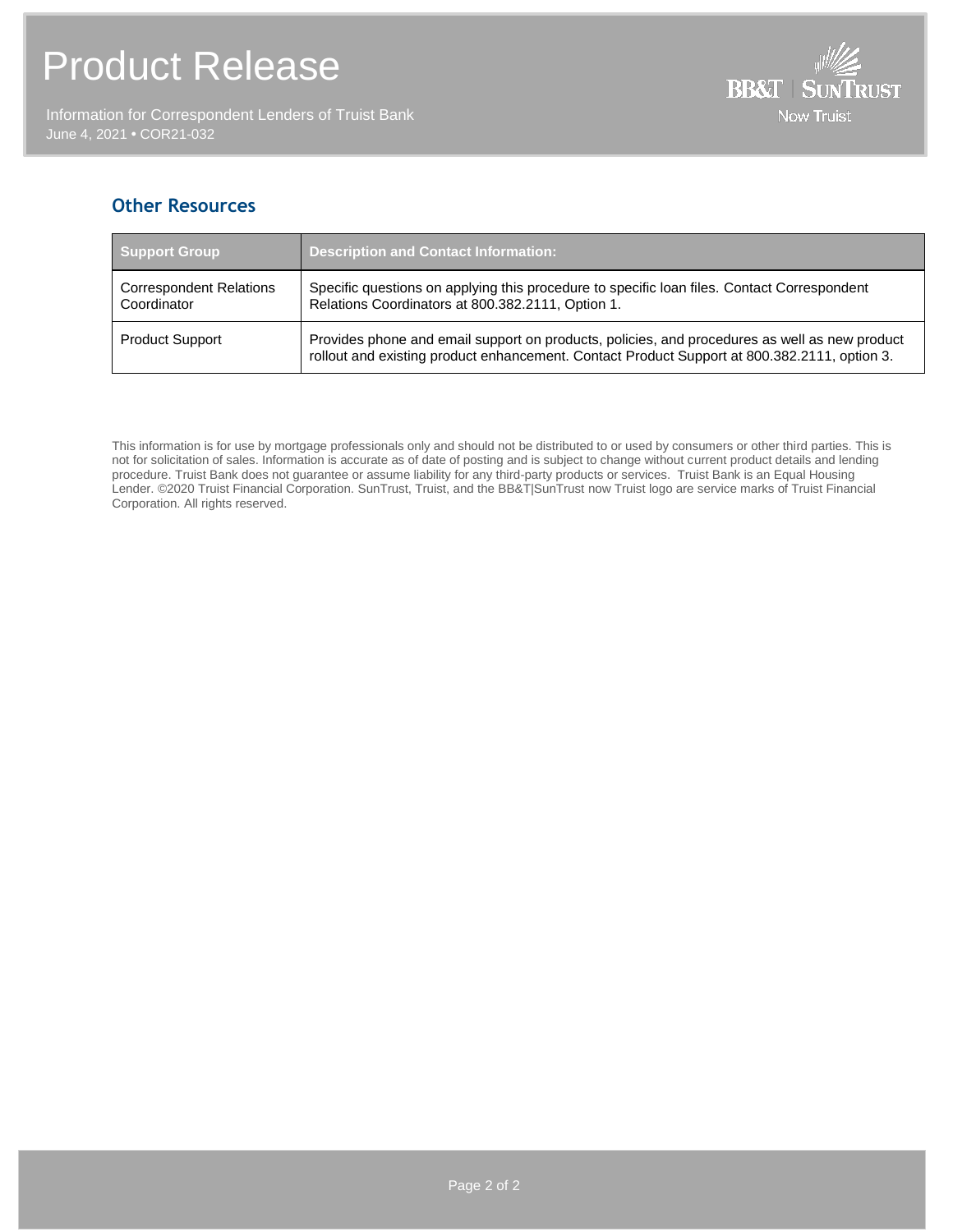## Other Resources

| Support Group | Description and Contact Information: |
|---|---|
| Correspondent Relations Coordinator | Specific questions on applying this procedure to specific loan files. Contact Correspondent Relations Coordinators at 800.382.2111, Option 1. |
| Product Support | Provides phone and email support on products, policies, and procedures as well as new product rollout and existing product enhancement. Contact Product Support at 800.382.2111, option 3. |

This information is for use by mortgage professionals only and should not be distributed to or used by consumers or other third parties. This is not for solicitation of sales. Information is accurate as of date of posting and is subject to change without current product details and lending procedure. Truist Bank does not guarantee or assume liability for any third-party products or services. Truist Bank is an Equal Housing Lender. ©2020 Truist Financial Corporation. SunTrust, Truist, and the BB&T|SunTrust now Truist logo are service marks of Truist Financial Corporation. All rights reserved.